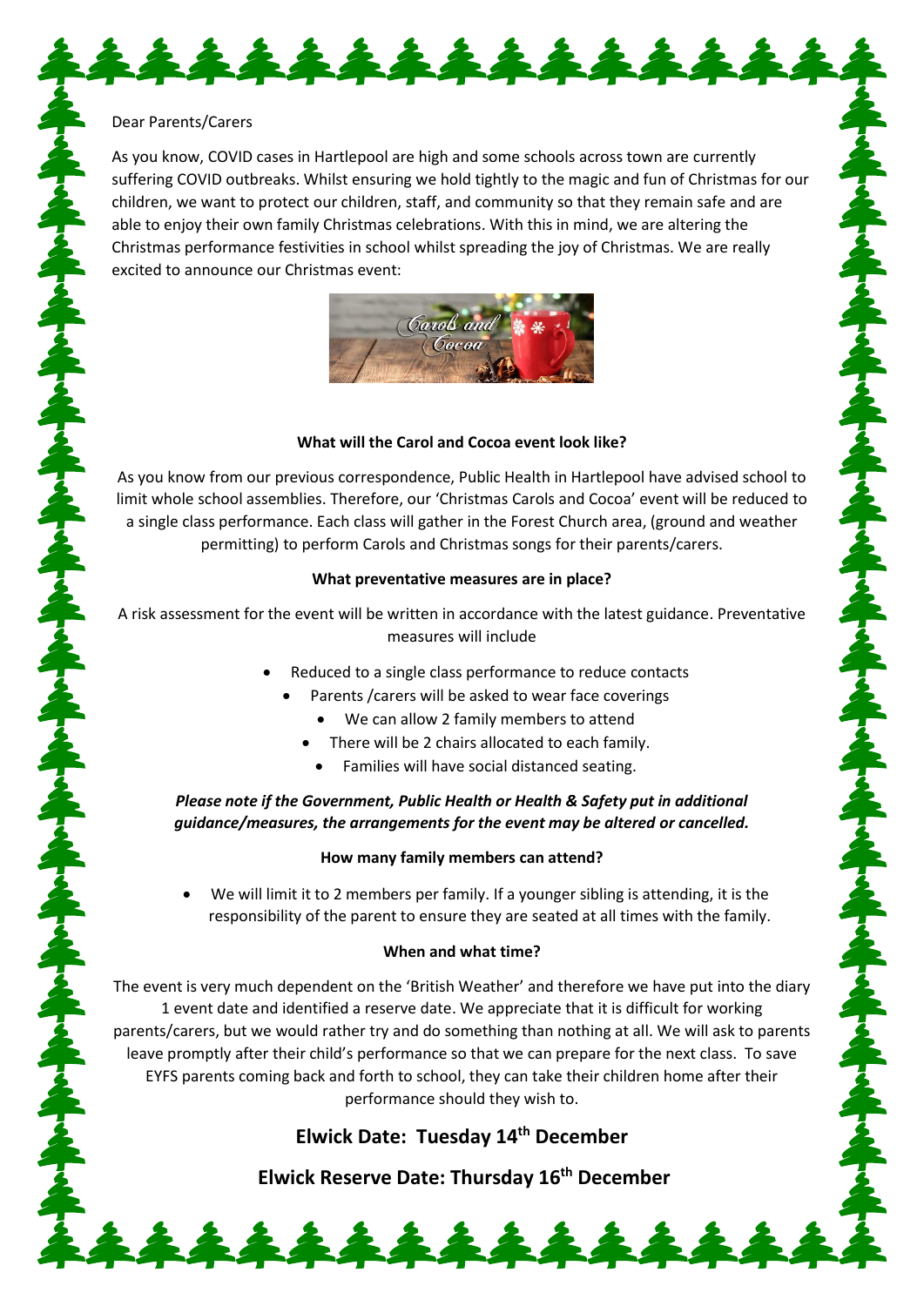Dear Parents/Carers

As you know, COVID cases in Hartlepool are high and some schools across town are currently suffering COVID outbreaks. Whilst ensuring we hold tightly to the magic and fun of Christmas for our children, we want to protect our children, staff, and community so that they remain safe and are able to enjoy their own family Christmas celebrations. With this in mind, we are altering the Christmas performance festivities in school whilst spreading the joy of Christmas. We are really excited to announce our Christmas event:

**What will the Carol and Cocoa event look like?**

As you know from our previous correspondence, Public Health in Hartlepool have advised school to limit whole school assemblies. Therefore, our 'Christmas Carols and Cocoa' event will be reduced to a single class performance. Each class will gather in the Forest Church area, (ground and weather permitting) to perform Carols and Christmas songs for their parents/carers.

**What preventative measures are in place?**

A risk assessment for the event will be written in accordance with the latest guidance. Preventative measures will include

- Reduced to a single class performance to reduce contacts
- Parents /carers will be asked to wear face coverings
- We can allow 2 family members to attend
- There will be 2 chairs allocated to each family.
- Families will have social distanced seating.

***Please note if the Government, Public Health or Health & Safety put in additional guidance/measures, the arrangements for the event may be altered or cancelled.***

**How many family members can attend?**

- We will limit it to 2 members per family. If a younger sibling is attending, it is the responsibility of the parent to ensure they are seated at all times with the family.

**When and what time?**

The event is very much dependent on the 'British Weather' and therefore we have put into the diary 1 event date and identified a reserve date. We appreciate that it is difficult for working parents/carers, but we would rather try and do something than nothing at all. We will ask to parents leave promptly after their child's performance so that we can prepare for the next class. To save EYFS parents coming back and forth to school, they can take their children home after their performance should they wish to.

## Elwick Date: Tuesday 14th December

## Elwick Reserve Date: Thursday 16th December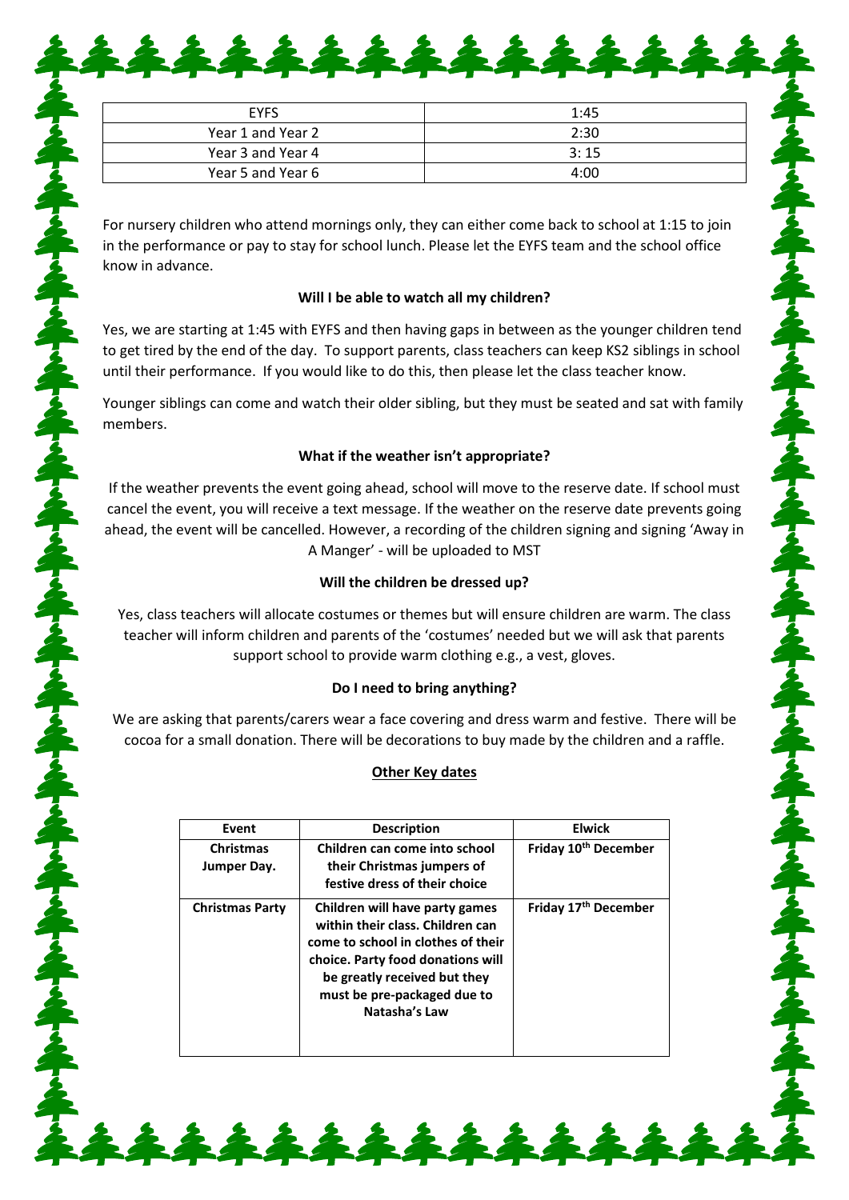| EYFS | 1:45 |
|---|---|
| Year 1 and Year 2 | 2:30 |
| Year 3 and Year 4 | 3: 15 |
| Year 5 and Year 6 | 4:00 |

For nursery children who attend mornings only, they can either come back to school at 1:15 to join in the performance or pay to stay for school lunch. Please let the EYFS team and the school office know in advance.

**Will I be able to watch all my children?**

Yes, we are starting at 1:45 with EYFS and then having gaps in between as the younger children tend to get tired by the end of the day. To support parents, class teachers can keep KS2 siblings in school until their performance. If you would like to do this, then please let the class teacher know.

Younger siblings can come and watch their older sibling, but they must be seated and sat with family members.

**What if the weather isn't appropriate?**

If the weather prevents the event going ahead, school will move to the reserve date. If school must cancel the event, you will receive a text message. If the weather on the reserve date prevents going ahead, the event will be cancelled. However, a recording of the children signing and signing 'Away in A Manger' - will be uploaded to MST

**Will the children be dressed up?**

Yes, class teachers will allocate costumes or themes but will ensure children are warm. The class teacher will inform children and parents of the 'costumes' needed but we will ask that parents support school to provide warm clothing e.g., a vest, gloves.

**Do I need to bring anything?**

We are asking that parents/carers wear a face covering and dress warm and festive. There will be cocoa for a small donation. There will be decorations to buy made by the children and a raffle.

**Other Key dates**

| Event | Description | Elwick |
|---|---|---|
| **Christmas Jumper Day.** | **Children can come into school their Christmas jumpers of festive dress of their choice** | **Friday 10th December** |
| **Christmas Party** | **Children will have party games within their class. Children can come to school in clothes of their choice. Party food donations will be greatly received but they must be pre-packaged due to Natasha's Law** | **Friday 17th December** |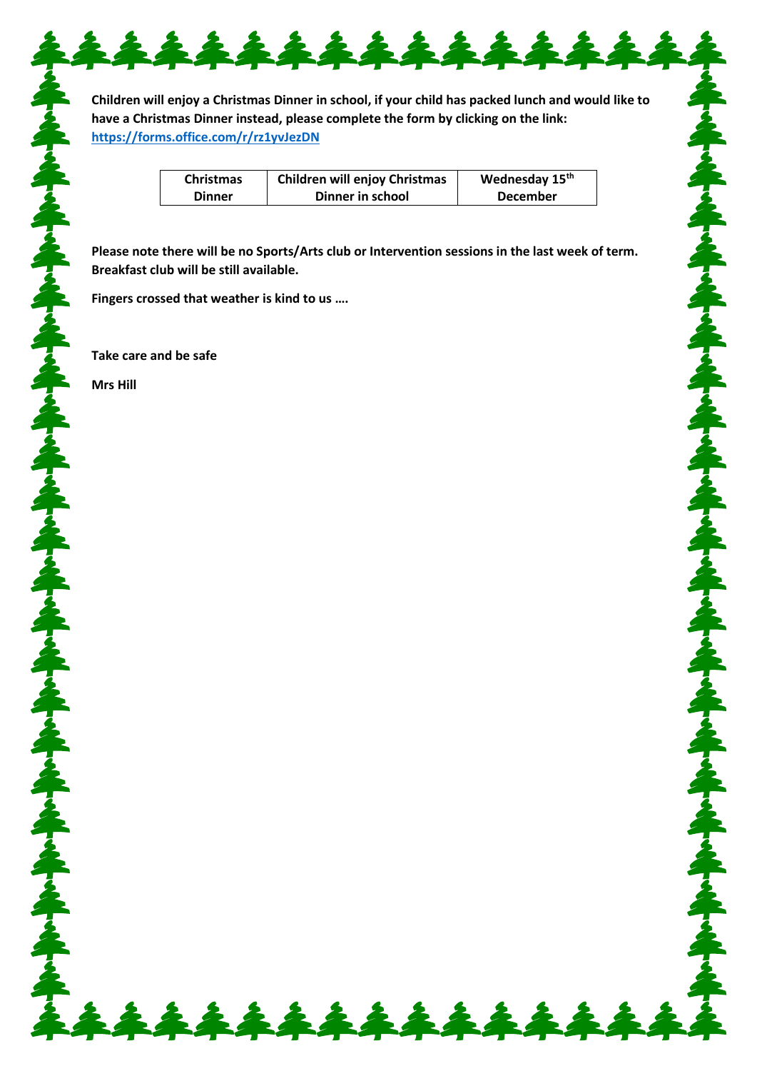**Children will enjoy a Christmas Dinner in school, if your child has packed lunch and would like to have a Christmas Dinner instead, please complete the form by clicking on the link:** **https://forms.office.com/r/rz1yvJezDN**

| | | |
|---|---|---|
| **Christmas Dinner** | **Children will enjoy Christmas Dinner in school** | **Wednesday 15th December** |

**Please note there will be no Sports/Arts club or Intervention sessions in the last week of term. Breakfast club will be still available.**

**Fingers crossed that weather is kind to us ….**

**Take care and be safe**

**Mrs Hill**